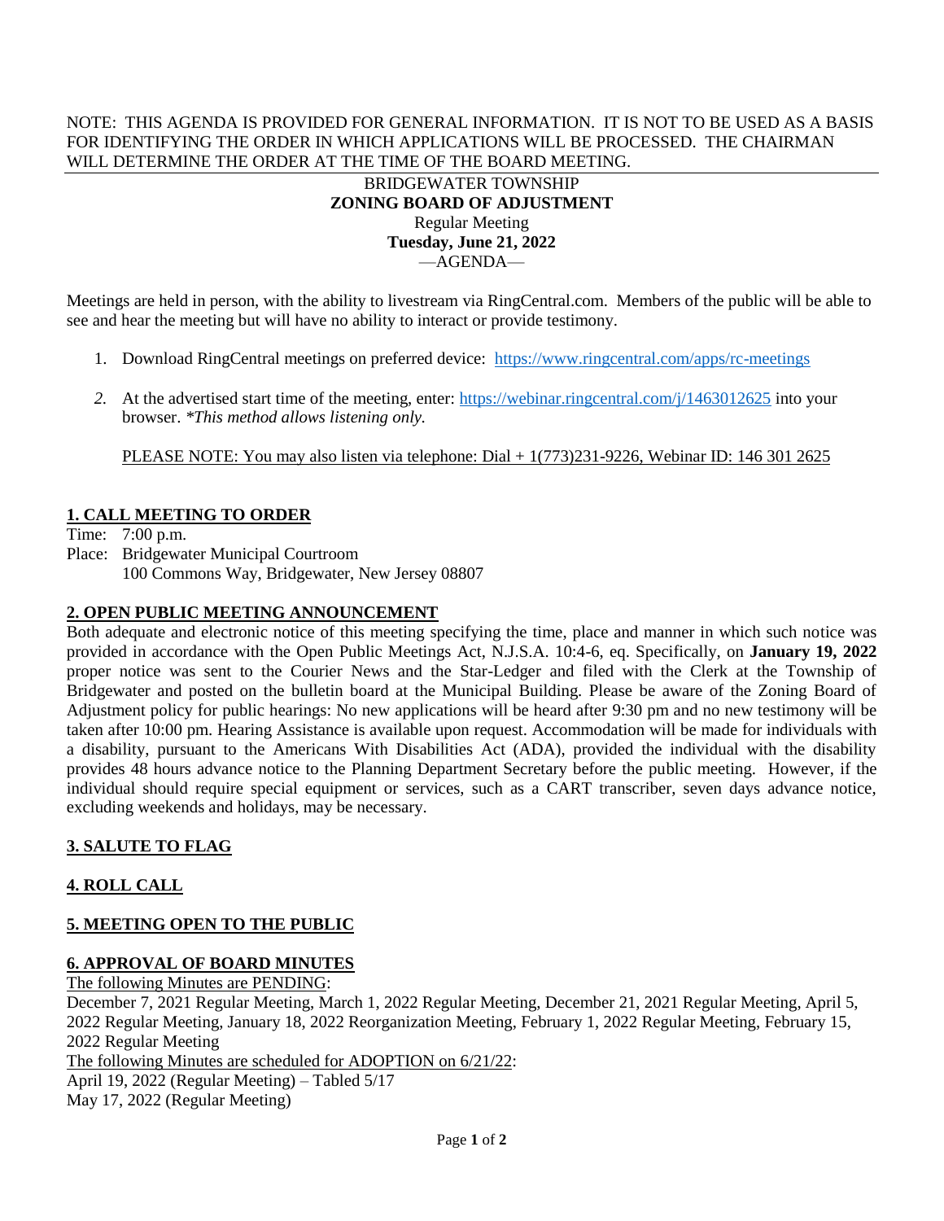NOTE: THIS AGENDA IS PROVIDED FOR GENERAL INFORMATION. IT IS NOT TO BE USED AS A BASIS FOR IDENTIFYING THE ORDER IN WHICH APPLICATIONS WILL BE PROCESSED. THE CHAIRMAN WILL DETERMINE THE ORDER AT THE TIME OF THE BOARD MEETING.

---

BRIDGEWATER TOWNSHIP
**ZONING BOARD OF ADJUSTMENT**
Regular Meeting
**Tuesday, June 21, 2022**
—AGENDA—

Meetings are held in person, with the ability to livestream via RingCentral.com. Members of the public will be able to see and hear the meeting but will have no ability to interact or provide testimony.

1. Download RingCentral meetings on preferred device: https://www.ringcentral.com/apps/rc-meetings
2. At the advertised start time of the meeting, enter: https://webinar.ringcentral.com/j/1463012625 into your browser. *\*This method allows listening only.*

PLEASE NOTE: You may also listen via telephone: Dial + 1(773)231-9226, Webinar ID: 146 301 2625

## 1. CALL MEETING TO ORDER

Time: 7:00 p.m.
Place: Bridgewater Municipal Courtroom
100 Commons Way, Bridgewater, New Jersey 08807

## 2. OPEN PUBLIC MEETING ANNOUNCEMENT

Both adequate and electronic notice of this meeting specifying the time, place and manner in which such notice was provided in accordance with the Open Public Meetings Act, N.J.S.A. 10:4-6, eq. Specifically, on **January 19, 2022** proper notice was sent to the Courier News and the Star-Ledger and filed with the Clerk at the Township of Bridgewater and posted on the bulletin board at the Municipal Building. Please be aware of the Zoning Board of Adjustment policy for public hearings: No new applications will be heard after 9:30 pm and no new testimony will be taken after 10:00 pm. Hearing Assistance is available upon request. Accommodation will be made for individuals with a disability, pursuant to the Americans With Disabilities Act (ADA), provided the individual with the disability provides 48 hours advance notice to the Planning Department Secretary before the public meeting. However, if the individual should require special equipment or services, such as a CART transcriber, seven days advance notice, excluding weekends and holidays, may be necessary.

## 3. SALUTE TO FLAG

## 4. ROLL CALL

## 5. MEETING OPEN TO THE PUBLIC

## 6. APPROVAL OF BOARD MINUTES

The following Minutes are PENDING:
December 7, 2021 Regular Meeting, March 1, 2022 Regular Meeting, December 21, 2021 Regular Meeting, April 5, 2022 Regular Meeting, January 18, 2022 Reorganization Meeting, February 1, 2022 Regular Meeting, February 15, 2022 Regular Meeting

The following Minutes are scheduled for ADOPTION on 6/21/22:
April 19, 2022 (Regular Meeting) – Tabled 5/17
May 17, 2022 (Regular Meeting)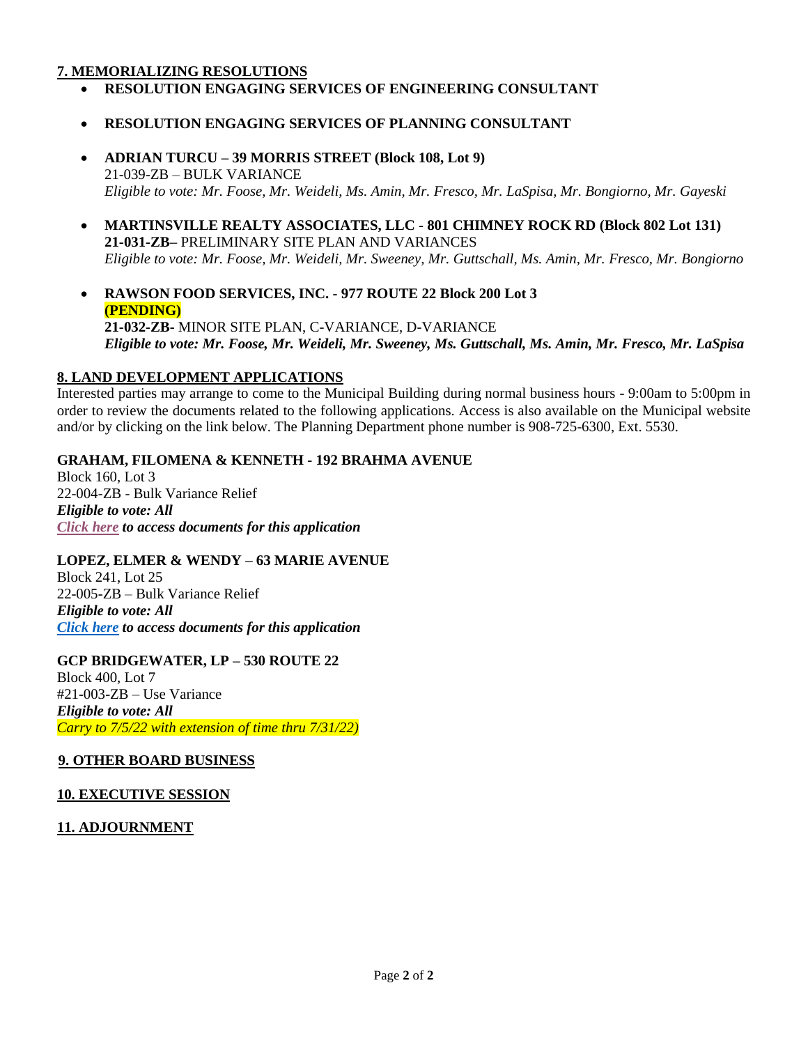## 7. MEMORIALIZING RESOLUTIONS

- **RESOLUTION ENGAGING SERVICES OF ENGINEERING CONSULTANT**

- **RESOLUTION ENGAGING SERVICES OF PLANNING CONSULTANT**

- **ADRIAN TURCU – 39 MORRIS STREET (Block 108, Lot 9)**
  21-039-ZB – BULK VARIANCE
  *Eligible to vote: Mr. Foose, Mr. Weideli, Ms. Amin, Mr. Fresco, Mr. LaSpisa, Mr. Bongiorno, Mr. Gayeski*

- **MARTINSVILLE REALTY ASSOCIATES, LLC - 801 CHIMNEY ROCK RD (Block 802 Lot 131)**
  **21-031-ZB–** PRELIMINARY SITE PLAN AND VARIANCES
  *Eligible to vote: Mr. Foose, Mr. Weideli, Mr. Sweeney, Mr. Guttschall, Ms. Amin, Mr. Fresco, Mr. Bongiorno*

- **RAWSON FOOD SERVICES, INC. - 977 ROUTE 22 Block 200 Lot 3**
  **(PENDING)**
  **21-032-ZB**- MINOR SITE PLAN, C-VARIANCE, D-VARIANCE
  ***Eligible to vote: Mr. Foose, Mr. Weideli, Mr. Sweeney, Ms. Guttschall, Ms. Amin, Mr. Fresco, Mr. LaSpisa***

## 8. LAND DEVELOPMENT APPLICATIONS

Interested parties may arrange to come to the Municipal Building during normal business hours - 9:00am to 5:00pm in order to review the documents related to the following applications. Access is also available on the Municipal website and/or by clicking on the link below. The Planning Department phone number is 908-725-6300, Ext. 5530.

**GRAHAM, FILOMENA & KENNETH - 192 BRAHMA AVENUE**
Block 160, Lot 3
22-004-ZB - Bulk Variance Relief
***Eligible to vote: All***
***Click here to access documents for this application***

**LOPEZ, ELMER & WENDY – 63 MARIE AVENUE**
Block 241, Lot 25
22-005-ZB – Bulk Variance Relief
***Eligible to vote: All***
***Click here to access documents for this application***

**GCP BRIDGEWATER, LP – 530 ROUTE 22**
Block 400, Lot 7
#21-003-ZB – Use Variance
***Eligible to vote: All***
*Carry to 7/5/22 with extension of time thru 7/31/22)*

## 9. OTHER BOARD BUSINESS

## 10. EXECUTIVE SESSION

## 11. ADJOURNMENT